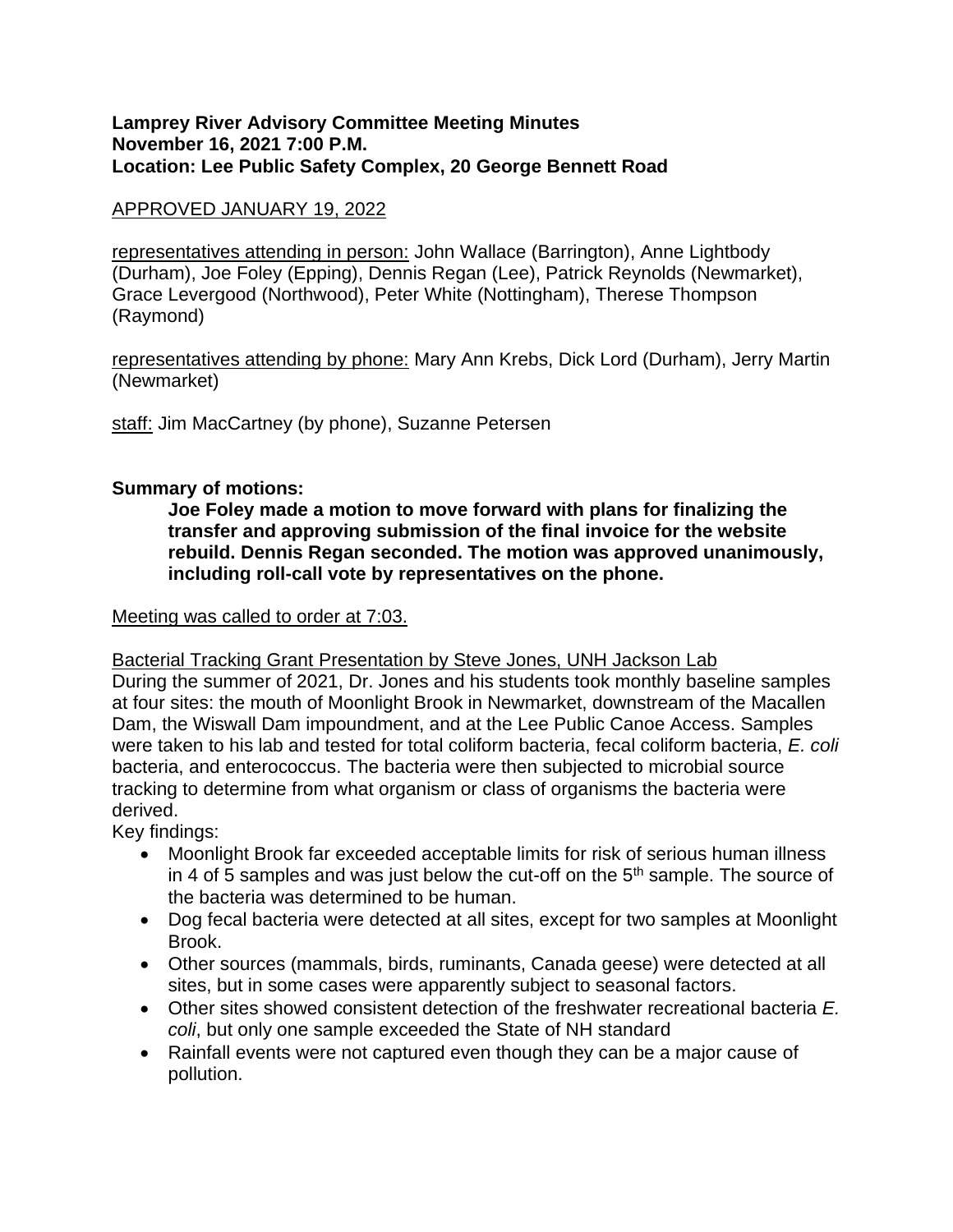**Lamprey River Advisory Committee Meeting Minutes**
**November 16, 2021 7:00 P.M.**
**Location: Lee Public Safety Complex, 20 George Bennett Road**

APPROVED JANUARY 19, 2022

representatives attending in person: John Wallace (Barrington), Anne Lightbody (Durham), Joe Foley (Epping), Dennis Regan (Lee), Patrick Reynolds (Newmarket), Grace Levergood (Northwood), Peter White (Nottingham), Therese Thompson (Raymond)

representatives attending by phone: Mary Ann Krebs, Dick Lord (Durham), Jerry Martin (Newmarket)

staff: Jim MacCartney (by phone), Suzanne Petersen

**Summary of motions:**

> **Joe Foley made a motion to move forward with plans for finalizing the transfer and approving submission of the final invoice for the website rebuild. Dennis Regan seconded. The motion was approved unanimously, including roll-call vote by representatives on the phone.**

Meeting was called to order at 7:03.

Bacterial Tracking Grant Presentation by Steve Jones, UNH Jackson Lab

During the summer of 2021, Dr. Jones and his students took monthly baseline samples at four sites: the mouth of Moonlight Brook in Newmarket, downstream of the Macallen Dam, the Wiswall Dam impoundment, and at the Lee Public Canoe Access. Samples were taken to his lab and tested for total coliform bacteria, fecal coliform bacteria, *E. coli* bacteria, and enterococcus. The bacteria were then subjected to microbial source tracking to determine from what organism or class of organisms the bacteria were derived.

Key findings:

- Moonlight Brook far exceeded acceptable limits for risk of serious human illness in 4 of 5 samples and was just below the cut-off on the 5th sample. The source of the bacteria was determined to be human.
- Dog fecal bacteria were detected at all sites, except for two samples at Moonlight Brook.
- Other sources (mammals, birds, ruminants, Canada geese) were detected at all sites, but in some cases were apparently subject to seasonal factors.
- Other sites showed consistent detection of the freshwater recreational bacteria *E. coli*, but only one sample exceeded the State of NH standard
- Rainfall events were not captured even though they can be a major cause of pollution.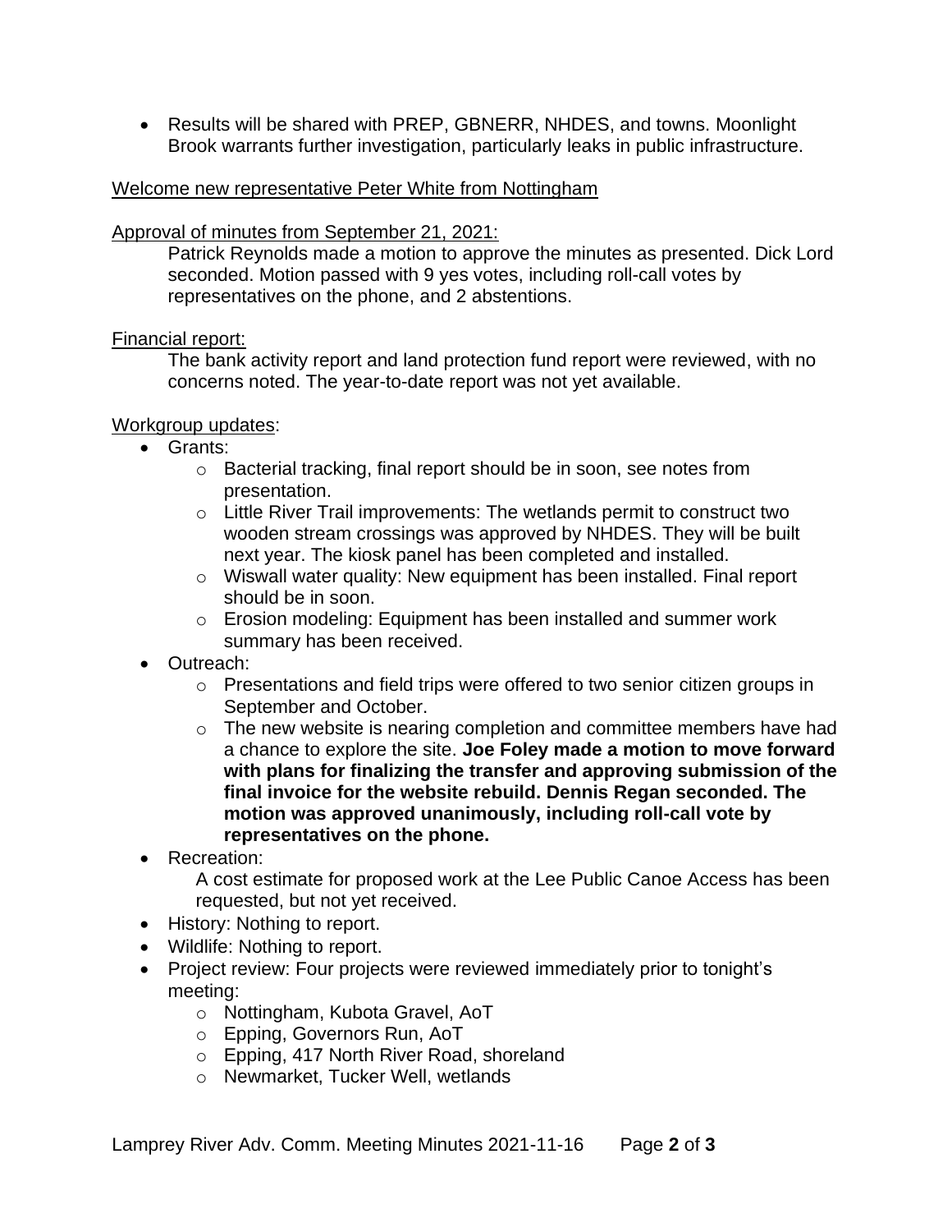- Results will be shared with PREP, GBNERR, NHDES, and towns. Moonlight Brook warrants further investigation, particularly leaks in public infrastructure.

Welcome new representative Peter White from Nottingham

Approval of minutes from September 21, 2021:

Patrick Reynolds made a motion to approve the minutes as presented. Dick Lord seconded. Motion passed with 9 yes votes, including roll-call votes by representatives on the phone, and 2 abstentions.

Financial report:

The bank activity report and land protection fund report were reviewed, with no concerns noted. The year-to-date report was not yet available.

Workgroup updates:

- Grants:
  - Bacterial tracking, final report should be in soon, see notes from presentation.
  - Little River Trail improvements: The wetlands permit to construct two wooden stream crossings was approved by NHDES. They will be built next year. The kiosk panel has been completed and installed.
  - Wiswall water quality: New equipment has been installed. Final report should be in soon.
  - Erosion modeling: Equipment has been installed and summer work summary has been received.
- Outreach:
  - Presentations and field trips were offered to two senior citizen groups in September and October.
  - The new website is nearing completion and committee members have had a chance to explore the site. **Joe Foley made a motion to move forward with plans for finalizing the transfer and approving submission of the final invoice for the website rebuild. Dennis Regan seconded. The motion was approved unanimously, including roll-call vote by representatives on the phone.**
- Recreation:

  A cost estimate for proposed work at the Lee Public Canoe Access has been requested, but not yet received.
- History: Nothing to report.
- Wildlife: Nothing to report.
- Project review: Four projects were reviewed immediately prior to tonight's meeting:
  - Nottingham, Kubota Gravel, AoT
  - Epping, Governors Run, AoT
  - Epping, 417 North River Road, shoreland
  - Newmarket, Tucker Well, wetlands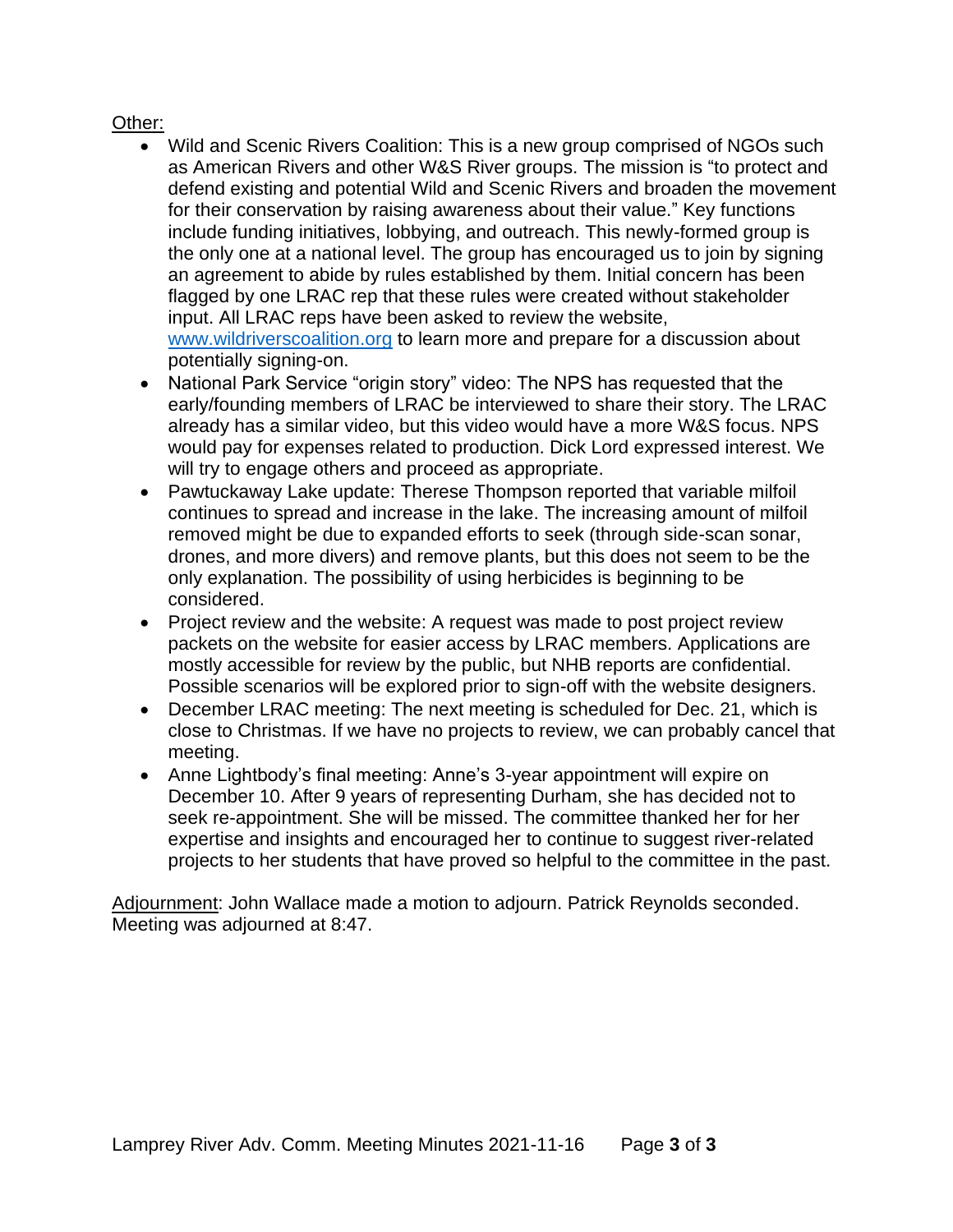Other:

- Wild and Scenic Rivers Coalition: This is a new group comprised of NGOs such as American Rivers and other W&S River groups. The mission is "to protect and defend existing and potential Wild and Scenic Rivers and broaden the movement for their conservation by raising awareness about their value." Key functions include funding initiatives, lobbying, and outreach. This newly-formed group is the only one at a national level. The group has encouraged us to join by signing an agreement to abide by rules established by them. Initial concern has been flagged by one LRAC rep that these rules were created without stakeholder input. All LRAC reps have been asked to review the website, [www.wildriverscoalition.org](www.wildriverscoalition.org) to learn more and prepare for a discussion about potentially signing-on.
- National Park Service "origin story" video: The NPS has requested that the early/founding members of LRAC be interviewed to share their story. The LRAC already has a similar video, but this video would have a more W&S focus. NPS would pay for expenses related to production. Dick Lord expressed interest. We will try to engage others and proceed as appropriate.
- Pawtuckaway Lake update: Therese Thompson reported that variable milfoil continues to spread and increase in the lake. The increasing amount of milfoil removed might be due to expanded efforts to seek (through side-scan sonar, drones, and more divers) and remove plants, but this does not seem to be the only explanation. The possibility of using herbicides is beginning to be considered.
- Project review and the website: A request was made to post project review packets on the website for easier access by LRAC members. Applications are mostly accessible for review by the public, but NHB reports are confidential. Possible scenarios will be explored prior to sign-off with the website designers.
- December LRAC meeting: The next meeting is scheduled for Dec. 21, which is close to Christmas. If we have no projects to review, we can probably cancel that meeting.
- Anne Lightbody's final meeting: Anne's 3-year appointment will expire on December 10. After 9 years of representing Durham, she has decided not to seek re-appointment. She will be missed. The committee thanked her for her expertise and insights and encouraged her to continue to suggest river-related projects to her students that have proved so helpful to the committee in the past.

Adjournment: John Wallace made a motion to adjourn. Patrick Reynolds seconded. Meeting was adjourned at 8:47.